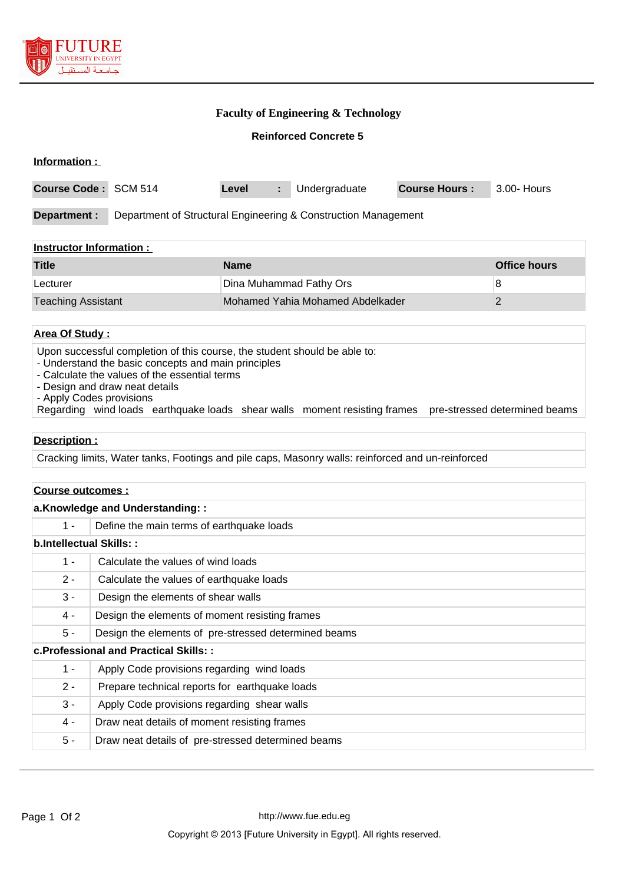# Faculty of Engineering & Technology

## Reinforced Concrete 5

**Information :**

| Course Code : | SCM 514 | Level : | Undergraduate | Course Hours : | 3.00- Hours |
|---|---|---|---|---|---|

**Department :** Department of Structural Engineering & Construction Management

**Instructor Information :**

| Title | Name | Office hours |
|---|---|---|
| Lecturer | Dina Muhammad Fathy Ors | 8 |
| Teaching Assistant | Mohamed Yahia Mohamed Abdelkader | 2 |

**Area Of Study :**

Upon successful completion of this course, the student should be able to:
- Understand the basic concepts and main principles
- Calculate the values of the essential terms
- Design and draw neat details
- Apply Codes provisions

Regarding wind loads earthquake loads shear walls moment resisting frames pre-stressed determined beams

**Description :**

Cracking limits, Water tanks, Footings and pile caps, Masonry walls: reinforced and un-reinforced

**Course outcomes :**

**a.Knowledge and Understanding: :**

| | |
|---|---|
| 1 - | Define the main terms of earthquake loads |

**b.Intellectual Skills: :**

| | |
|---|---|
| 1 - | Calculate the values of wind loads |
| 2 - | Calculate the values of earthquake loads |
| 3 - | Design the elements of shear walls |
| 4 - | Design the elements of moment resisting frames |
| 5 - | Design the elements of pre-stressed determined beams |

**c.Professional and Practical Skills: :**

| | |
|---|---|
| 1 - | Apply Code provisions regarding wind loads |
| 2 - | Prepare technical reports for earthquake loads |
| 3 - | Apply Code provisions regarding shear walls |
| 4 - | Draw neat details of moment resisting frames |
| 5 - | Draw neat details of pre-stressed determined beams |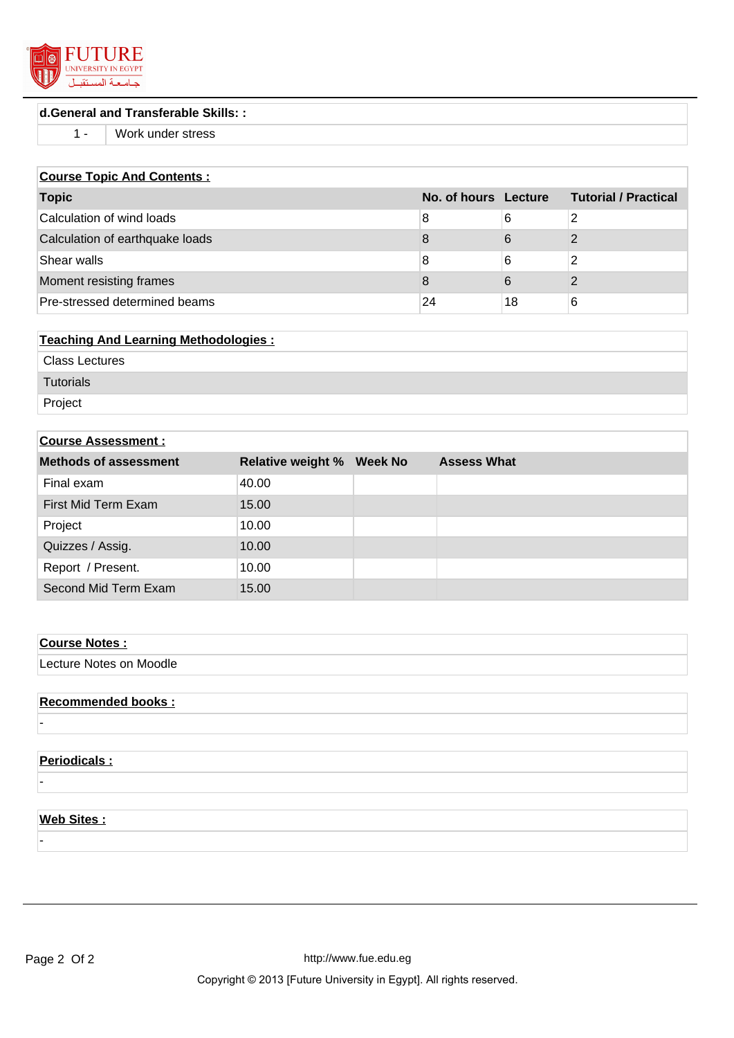**d.General and Transferable Skills: :**

| | |
|---|---|
| 1 - | Work under stress |

**Course Topic And Contents :**

| Topic | No. of hours | Lecture | Tutorial / Practical |
|---|---|---|---|
| Calculation of wind loads | 8 | 6 | 2 |
| Calculation of earthquake loads | 8 | 6 | 2 |
| Shear walls | 8 | 6 | 2 |
| Moment resisting frames | 8 | 6 | 2 |
| Pre-stressed determined beams | 24 | 18 | 6 |

**Teaching And Learning Methodologies :**

- Class Lectures
- Tutorials
- Project

**Course Assessment :**

| Methods of assessment | Relative weight % | Week No | Assess What |
|---|---|---|---|
| Final exam | 40.00 | | |
| First Mid Term Exam | 15.00 | | |
| Project | 10.00 | | |
| Quizzes / Assig. | 10.00 | | |
| Report / Present. | 10.00 | | |
| Second Mid Term Exam | 15.00 | | |

**Course Notes :**

Lecture Notes on Moodle

**Recommended books :**

-

**Periodicals :**

-

**Web Sites :**

-